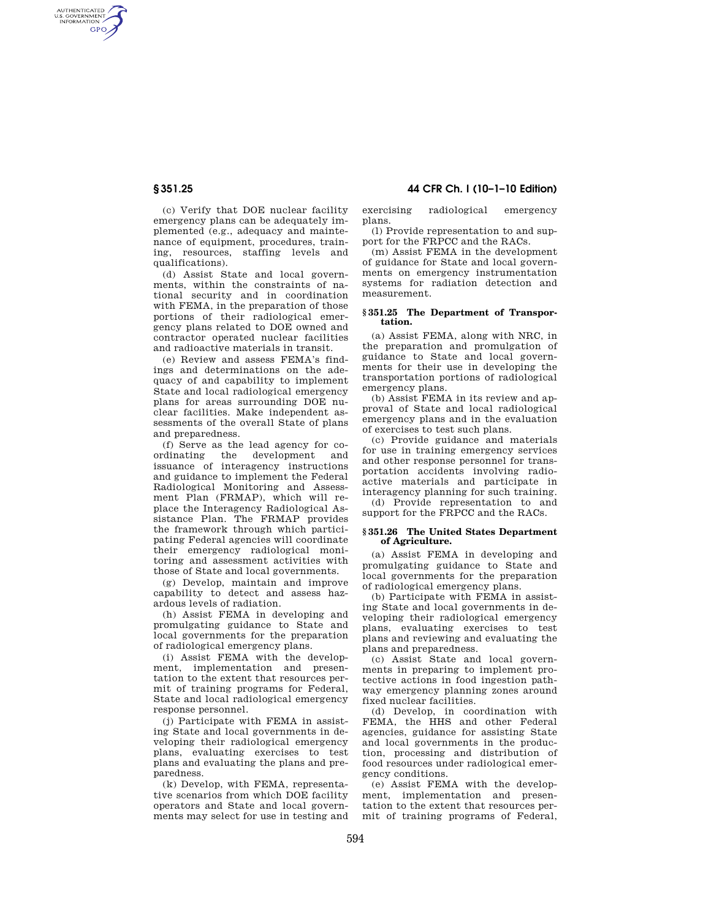(c) Verify that DOE nuclear facility emergency plans can be adequately implemented (e.g., adequacy and maintenance of equipment, procedures, training, resources, staffing levels and qualifications).

(d) Assist State and local governments, within the constraints of national security and in coordination with FEMA, in the preparation of those portions of their radiological emergency plans related to DOE owned and contractor operated nuclear facilities and radioactive materials in transit.

(e) Review and assess FEMA's findings and determinations on the adequacy of and capability to implement State and local radiological emergency plans for areas surrounding DOE nuclear facilities. Make independent assessments of the overall State of plans and preparedness.

(f) Serve as the lead agency for coordinating the development and issuance of interagency instructions and guidance to implement the Federal Radiological Monitoring and Assessment Plan (FRMAP), which will replace the Interagency Radiological Assistance Plan. The FRMAP provides the framework through which participating Federal agencies will coordinate their emergency radiological monitoring and assessment activities with those of State and local governments.

(g) Develop, maintain and improve capability to detect and assess hazardous levels of radiation.

(h) Assist FEMA in developing and promulgating guidance to State and local governments for the preparation of radiological emergency plans.

(i) Assist FEMA with the development, implementation and presentation to the extent that resources permit of training programs for Federal, State and local radiological emergency response personnel.

(j) Participate with FEMA in assisting State and local governments in developing their radiological emergency plans, evaluating exercises to test plans and evaluating the plans and preparedness.

(k) Develop, with FEMA, representative scenarios from which DOE facility operators and State and local governments may select for use in testing and exercising radiological emergency plans.

(l) Provide representation to and support for the FRPCC and the RACs.

(m) Assist FEMA in the development of guidance for State and local governments on emergency instrumentation systems for radiation detection and measurement.

## § 351.25 The Department of Transportation.

(a) Assist FEMA, along with NRC, in the preparation and promulgation of guidance to State and local governments for their use in developing the transportation portions of radiological emergency plans.

(b) Assist FEMA in its review and approval of State and local radiological emergency plans and in the evaluation of exercises to test such plans.

(c) Provide guidance and materials for use in training emergency services and other response personnel for transportation accidents involving radioactive materials and participate in interagency planning for such training.

(d) Provide representation to and support for the FRPCC and the RACs.

## § 351.26 The United States Department of Agriculture.

(a) Assist FEMA in developing and promulgating guidance to State and local governments for the preparation of radiological emergency plans.

(b) Participate with FEMA in assisting State and local governments in developing their radiological emergency plans, evaluating exercises to test plans and reviewing and evaluating the plans and preparedness.

(c) Assist State and local governments in preparing to implement protective actions in food ingestion pathway emergency planning zones around fixed nuclear facilities.

(d) Develop, in coordination with FEMA, the HHS and other Federal agencies, guidance for assisting State and local governments in the production, processing and distribution of food resources under radiological emergency conditions.

(e) Assist FEMA with the development, implementation and presentation to the extent that resources permit of training programs of Federal,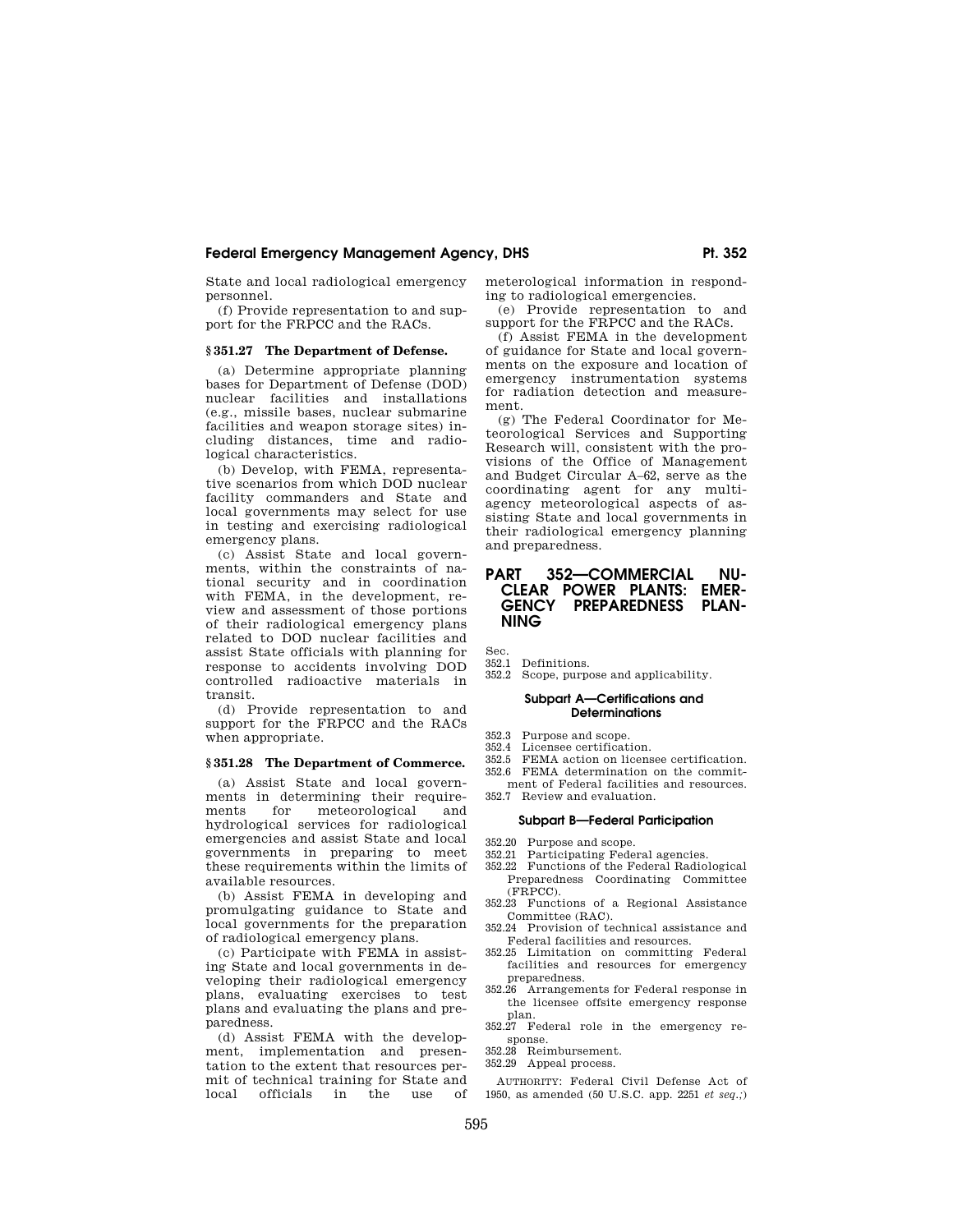State and local radiological emergency personnel.

(f) Provide representation to and support for the FRPCC and the RACs.

### § 351.27 The Department of Defense.

(a) Determine appropriate planning bases for Department of Defense (DOD) nuclear facilities and installations (e.g., missile bases, nuclear submarine facilities and weapon storage sites) including distances, time and radiological characteristics.

(b) Develop, with FEMA, representative scenarios from which DOD nuclear facility commanders and State and local governments may select for use in testing and exercising radiological emergency plans.

(c) Assist State and local governments, within the constraints of national security and in coordination with FEMA, in the development, review and assessment of those portions of their radiological emergency plans related to DOD nuclear facilities and assist State officials with planning for response to accidents involving DOD controlled radioactive materials in transit.

(d) Provide representation to and support for the FRPCC and the RACs when appropriate.

### § 351.28 The Department of Commerce.

(a) Assist State and local governments in determining their requirements for meteorological and hydrological services for radiological emergencies and assist State and local governments in preparing to meet these requirements within the limits of available resources.

(b) Assist FEMA in developing and promulgating guidance to State and local governments for the preparation of radiological emergency plans.

(c) Participate with FEMA in assisting State and local governments in developing their radiological emergency plans, evaluating exercises to test plans and evaluating the plans and preparedness.

(d) Assist FEMA with the development, implementation and presentation to the extent that resources permit of technical training for State and local officials in the use of meterological information in responding to radiological emergencies.

(e) Provide representation to and support for the FRPCC and the RACs.

(f) Assist FEMA in the development of guidance for State and local governments on the exposure and location of emergency instrumentation systems for radiation detection and measurement.

(g) The Federal Coordinator for Meteorological Services and Supporting Research will, consistent with the provisions of the Office of Management and Budget Circular A–62, serve as the coordinating agent for any multi-agency meteorological aspects of assisting State and local governments in their radiological emergency planning and preparedness.

# PART 352—COMMERCIAL NUCLEAR POWER PLANTS: EMERGENCY PREPAREDNESS PLANNING

Sec.
352.1 Definitions.
352.2 Scope, purpose and applicability.

#### Subpart A—Certifications and Determinations

352.3 Purpose and scope.
352.4 Licensee certification.
352.5 FEMA action on licensee certification.
352.6 FEMA determination on the commitment of Federal facilities and resources.
352.7 Review and evaluation.

#### Subpart B—Federal Participation

352.20 Purpose and scope.
352.21 Participating Federal agencies.
352.22 Functions of the Federal Radiological Preparedness Coordinating Committee (FRPCC).
352.23 Functions of a Regional Assistance Committee (RAC).
352.24 Provision of technical assistance and Federal facilities and resources.
352.25 Limitation on committing Federal facilities and resources for emergency preparedness.
352.26 Arrangements for Federal response in the licensee offsite emergency response plan.
352.27 Federal role in the emergency response.
352.28 Reimbursement.
352.29 Appeal process.

AUTHORITY: Federal Civil Defense Act of 1950, as amended (50 U.S.C. app. 2251 *et seq.*;)